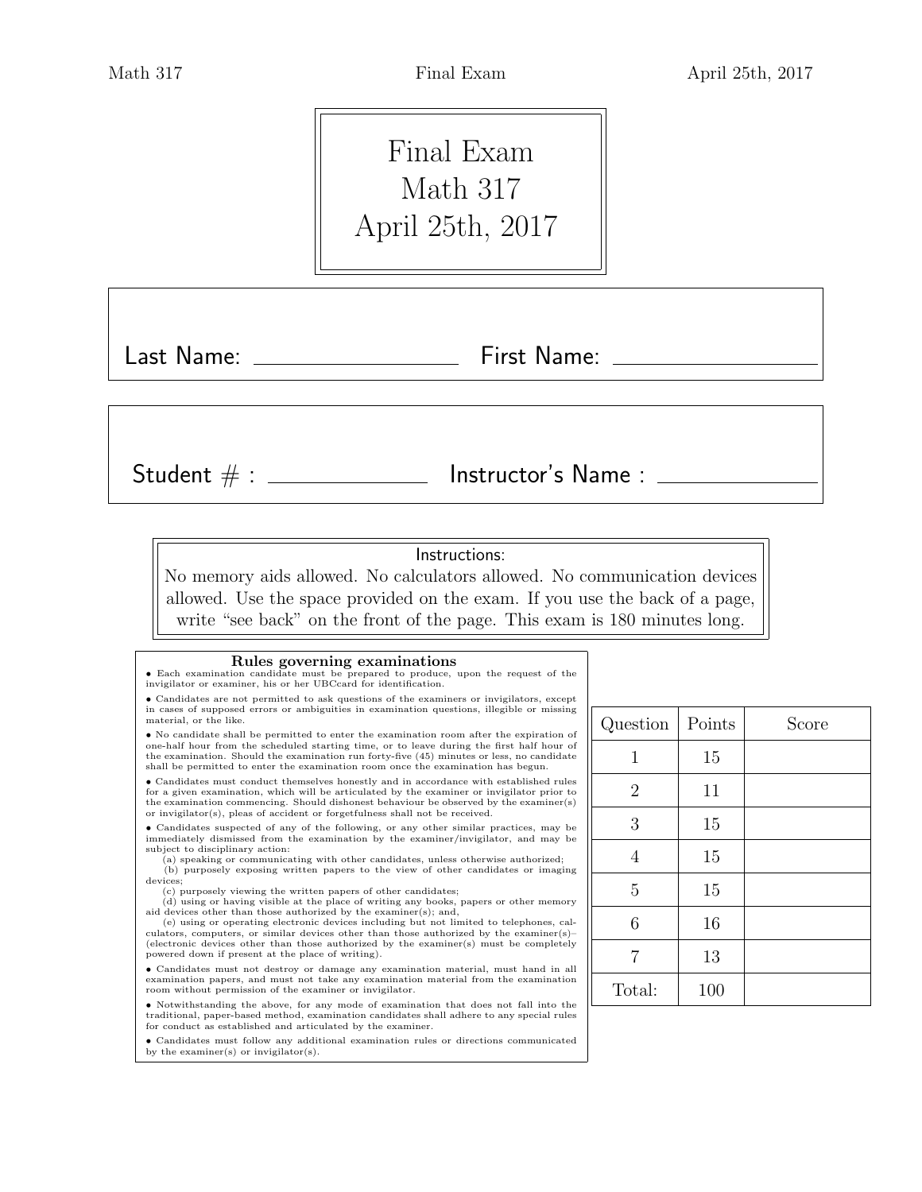# Final Exam
# Math 317
# April 25th, 2017

Last Name: ____________________ First Name: ____________________

Student # : ________________ Instructor's Name : ________________

**Instructions:**

No memory aids allowed. No calculators allowed. No communication devices allowed. Use the space provided on the exam. If you use the back of a page, write "see back" on the front of the page. This exam is 180 minutes long.

**Rules governing examinations**

- Each examination candidate must be prepared to produce, upon the request of the invigilator or examiner, his or her UBCcard for identification.
- Candidates are not permitted to ask questions of the examiners or invigilators, except in cases of supposed errors or ambiguities in examination questions, illegible or missing material, or the like.
- No candidate shall be permitted to enter the examination room after the expiration of one-half hour from the scheduled starting time, or to leave during the first half hour of the examination. Should the examination run forty-five (45) minutes or less, no candidate shall be permitted to enter the examination room once the examination has begun.
- Candidates must conduct themselves honestly and in accordance with established rules for a given examination, which will be articulated by the examiner or invigilator prior to the examination commencing. Should dishonest behaviour be observed by the examiner(s) or invigilator(s), pleas of accident or forgetfulness shall not be received.
- Candidates suspected of any of the following, or any other similar practices, may be immediately dismissed from the examination by the examiner/invigilator, and may be subject to disciplinary action:
  - (a) speaking or communicating with other candidates, unless otherwise authorized;
  - (b) purposely exposing written papers to the view of other candidates or imaging devices;
  - (c) purposely viewing the written papers of other candidates;
  - (d) using or having visible at the place of writing any books, papers or other memory aid devices other than those authorized by the examiner(s); and,
  - (e) using or operating electronic devices including but not limited to telephones, calculators, computers, or similar devices other than those authorized by the examiner(s)–(electronic devices other than those authorized by the examiner(s) must be completely powered down if present at the place of writing).
- Candidates must not destroy or damage any examination material, must hand in all examination papers, and must not take any examination material from the examination room without permission of the examiner or invigilator.
- Notwithstanding the above, for any mode of examination that does not fall into the traditional, paper-based method, examination candidates shall adhere to any special rules for conduct as established and articulated by the examiner.
- Candidates must follow any additional examination rules or directions communicated by the examiner(s) or invigilator(s).

| Question | Points | Score |
|---|---|---|
| 1 | 15 | |
| 2 | 11 | |
| 3 | 15 | |
| 4 | 15 | |
| 5 | 15 | |
| 6 | 16 | |
| 7 | 13 | |
| Total: | 100 | |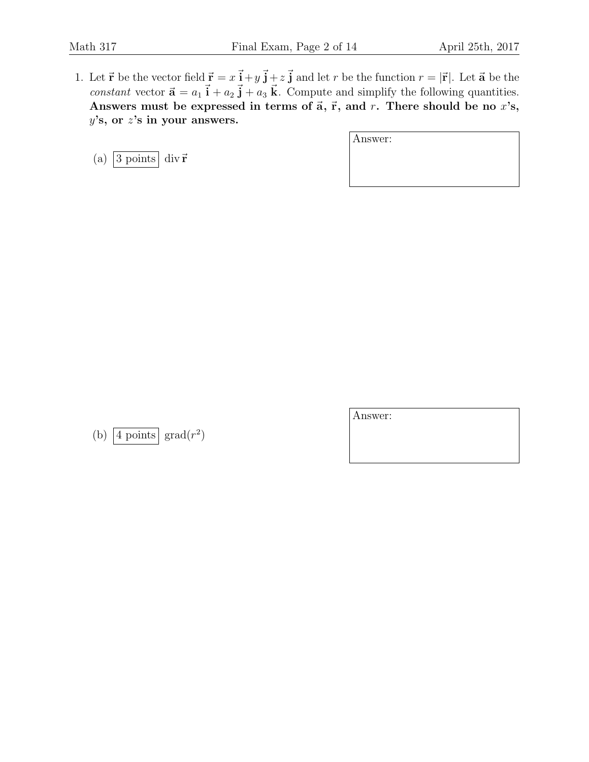1. Let $\vec{\mathbf{r}}$ be the vector field $\vec{\mathbf{r}} = x\,\vec{\mathbf{i}} + y\,\vec{\mathbf{j}} + z\,\vec{\mathbf{j}}$ and let $r$ be the function $r = |\vec{\mathbf{r}}|$. Let $\vec{\mathbf{a}}$ be the *constant* vector $\vec{\mathbf{a}} = a_1\,\vec{\mathbf{i}} + a_2\,\vec{\mathbf{j}} + a_3\,\vec{\mathbf{k}}$. Compute and simplify the following quantities. **Answers must be expressed in terms of $\vec{\mathbf{a}}$, $\vec{\mathbf{r}}$, and $r$. There should be no $x$'s, $y$'s, or $z$'s in your answers.**

   (a) [3 points] $\operatorname{div}\vec{\mathbf{r}}$

   Answer:

   (b) [4 points] $\operatorname{grad}(r^2)$

   Answer: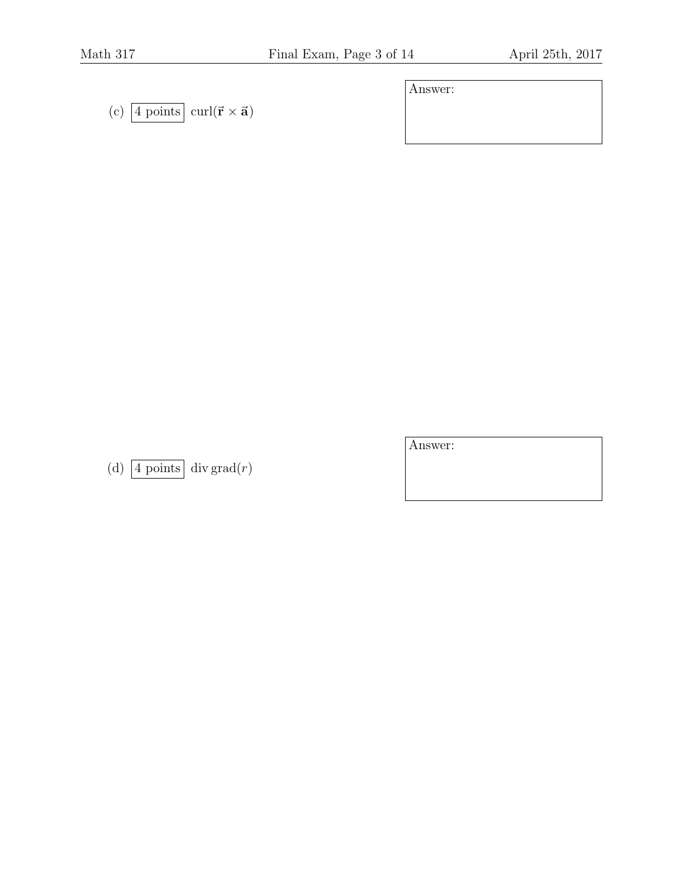(c) 4 points $\text{curl}(\vec{\mathbf{r}} \times \vec{\mathbf{a}})$

Answer:

(d) 4 points $\text{div}\,\text{grad}(r)$

Answer: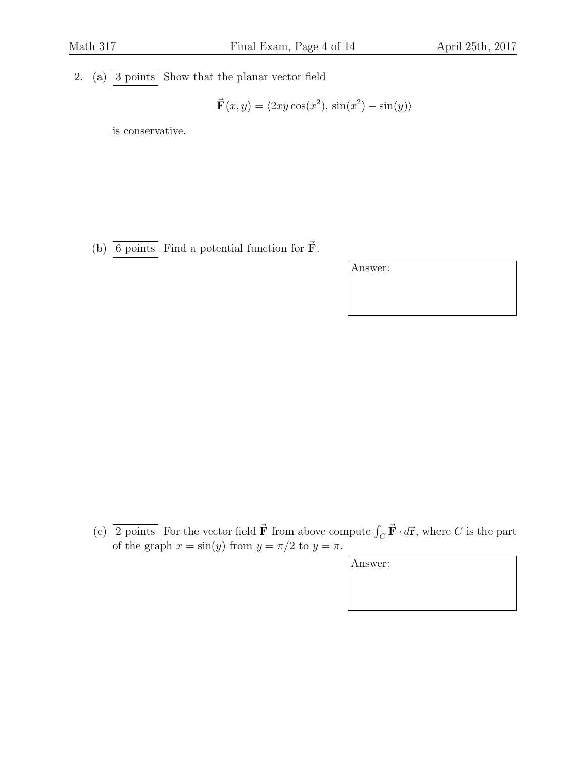2. (a) 3 points Show that the planar vector field

$$\vec{\mathbf{F}}(x, y) = \langle 2xy\cos(x^2),\, \sin(x^2) - \sin(y)\rangle$$

is conservative.

(b) 6 points Find a potential function for $\vec{\mathbf{F}}$.

Answer:

(c) 2 points For the vector field $\vec{\mathbf{F}}$ from above compute $\int_C \vec{\mathbf{F}} \cdot d\vec{\mathbf{r}}$, where $C$ is the part of the graph $x = \sin(y)$ from $y = \pi/2$ to $y = \pi$.

Answer: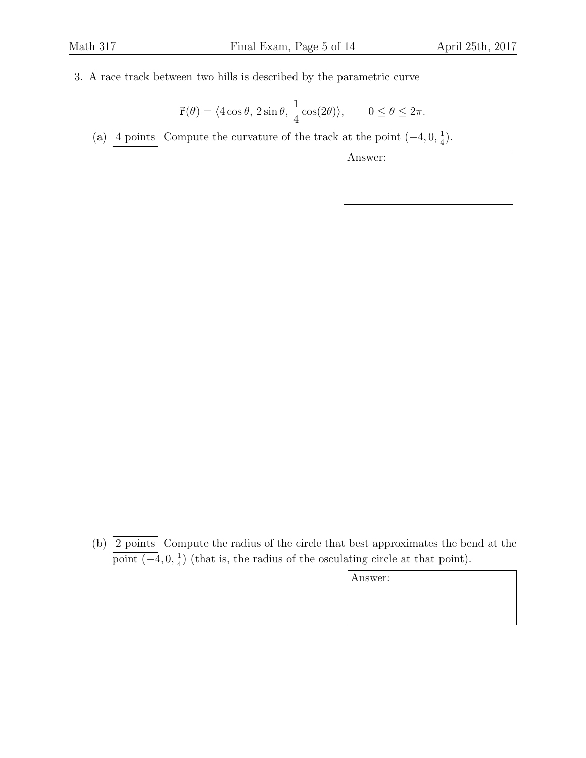3. A race track between two hills is described by the parametric curve

$$\vec{\mathbf{r}}(\theta) = \langle 4\cos\theta,\, 2\sin\theta,\, \frac{1}{4}\cos(2\theta)\rangle, \qquad 0 \le \theta \le 2\pi.$$

(a) **4 points** Compute the curvature of the track at the point $(-4, 0, \frac{1}{4})$.

Answer:

(b) **2 points** Compute the radius of the circle that best approximates the bend at the point $(-4, 0, \frac{1}{4})$ (that is, the radius of the osculating circle at that point).

Answer: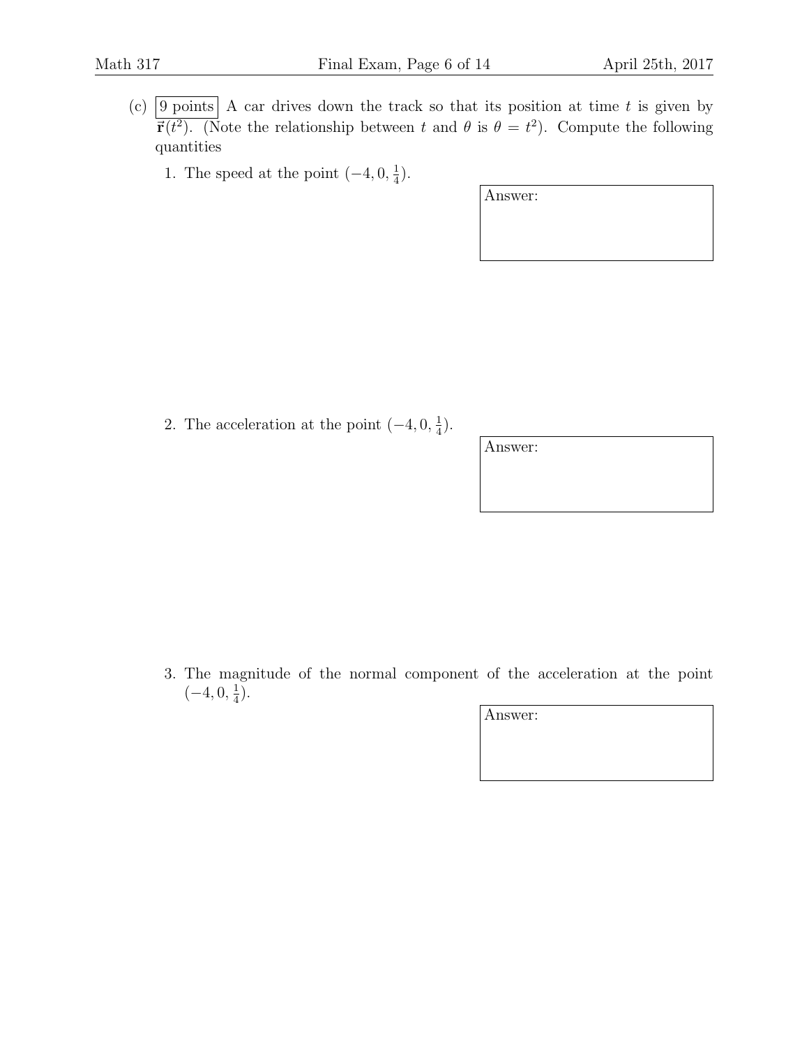(c) **9 points** A car drives down the track so that its position at time $t$ is given by $\vec{\mathbf{r}}(t^2)$. (Note the relationship between $t$ and $\theta$ is $\theta = t^2$). Compute the following quantities

1. The speed at the point $(-4, 0, \frac{1}{4})$.

   Answer:

2. The acceleration at the point $(-4, 0, \frac{1}{4})$.

   Answer:

3. The magnitude of the normal component of the acceleration at the point $(-4, 0, \frac{1}{4})$.

   Answer: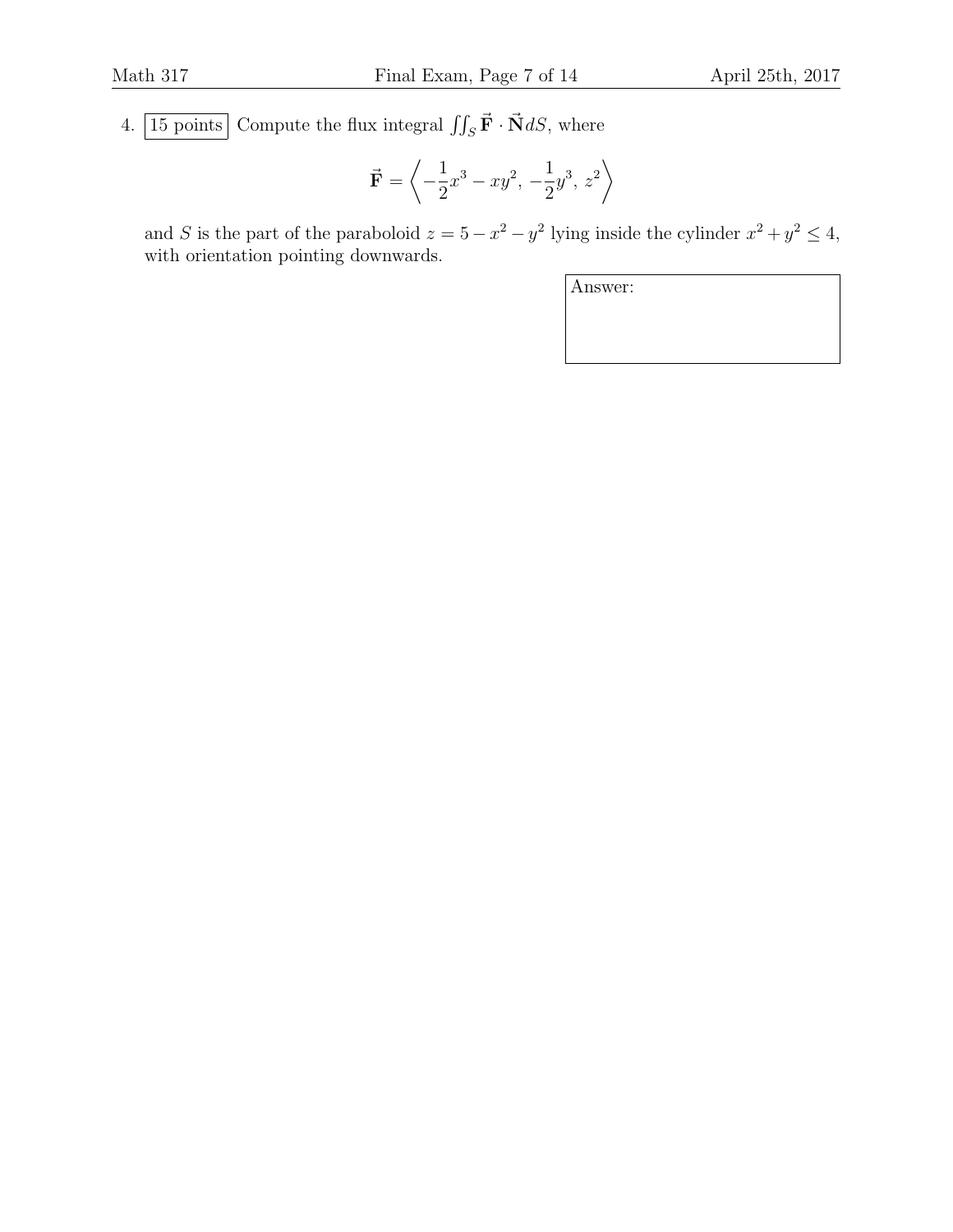4. 15 points Compute the flux integral $\iint_S \vec{\mathbf{F}} \cdot \vec{\mathbf{N}} dS$, where

$$\vec{\mathbf{F}} = \left\langle -\frac{1}{2}x^3 - xy^2,\, -\frac{1}{2}y^3,\, z^2 \right\rangle$$

and $S$ is the part of the paraboloid $z = 5 - x^2 - y^2$ lying inside the cylinder $x^2 + y^2 \leq 4$, with orientation pointing downwards.

Answer: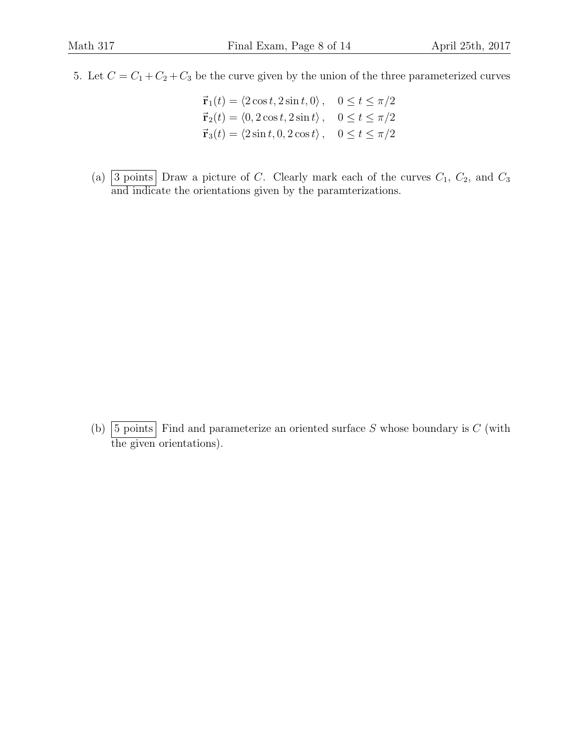5. Let $C = C_1 + C_2 + C_3$ be the curve given by the union of the three parameterized curves

$$\vec{\mathbf{r}}_1(t) = \langle 2\cos t, 2\sin t, 0\rangle\,, \quad 0 \le t \le \pi/2$$
$$\vec{\mathbf{r}}_2(t) = \langle 0, 2\cos t, 2\sin t\rangle\,, \quad 0 \le t \le \pi/2$$
$$\vec{\mathbf{r}}_3(t) = \langle 2\sin t, 0, 2\cos t\rangle\,, \quad 0 \le t \le \pi/2$$

(a) [3 points] Draw a picture of $C$. Clearly mark each of the curves $C_1$, $C_2$, and $C_3$ and indicate the orientations given by the paramterizations.

(b) [5 points] Find and parameterize an oriented surface $S$ whose boundary is $C$ (with the given orientations).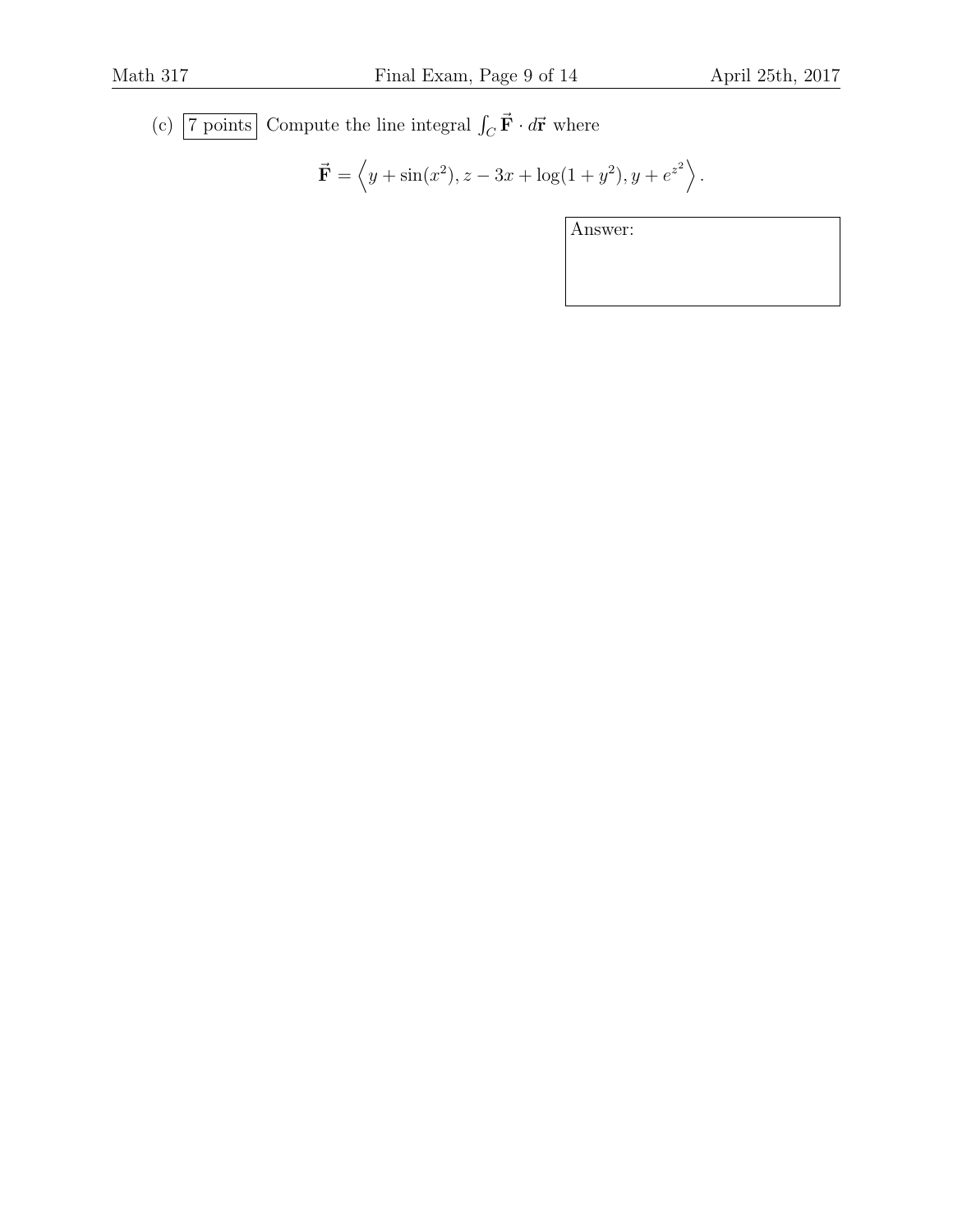(c) 7 points Compute the line integral $\int_C \vec{\mathbf{F}} \cdot d\vec{\mathbf{r}}$ where

$$\vec{\mathbf{F}} = \left\langle y + \sin(x^2), z - 3x + \log(1 + y^2), y + e^{z^2} \right\rangle.$$

Answer: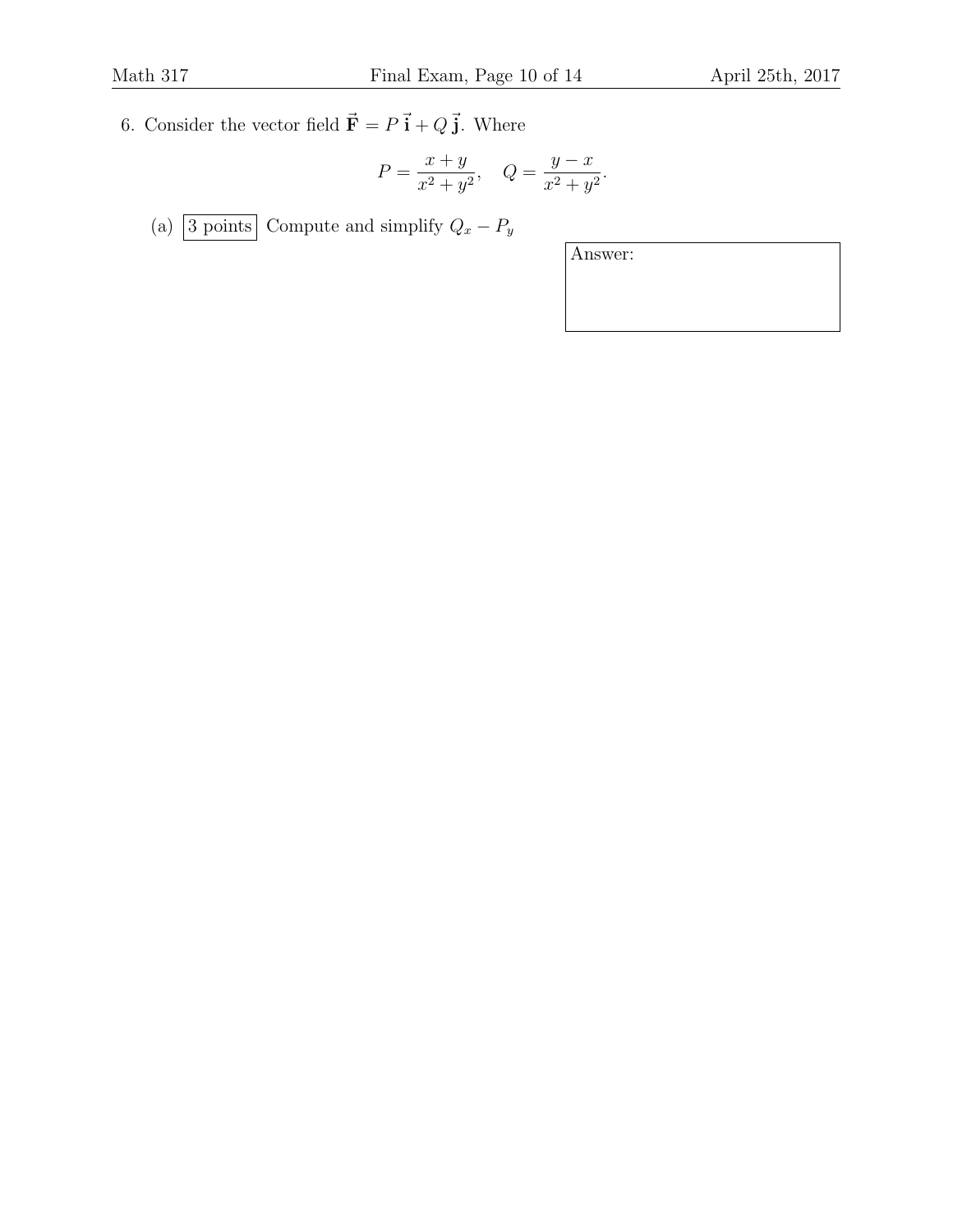6. Consider the vector field $\vec{\mathbf{F}} = P\,\vec{\mathbf{i}} + Q\,\vec{\mathbf{j}}$. Where

$$P = \frac{x+y}{x^2+y^2}, \quad Q = \frac{y-x}{x^2+y^2}.$$

(a) 3 points Compute and simplify $Q_x - P_y$

Answer: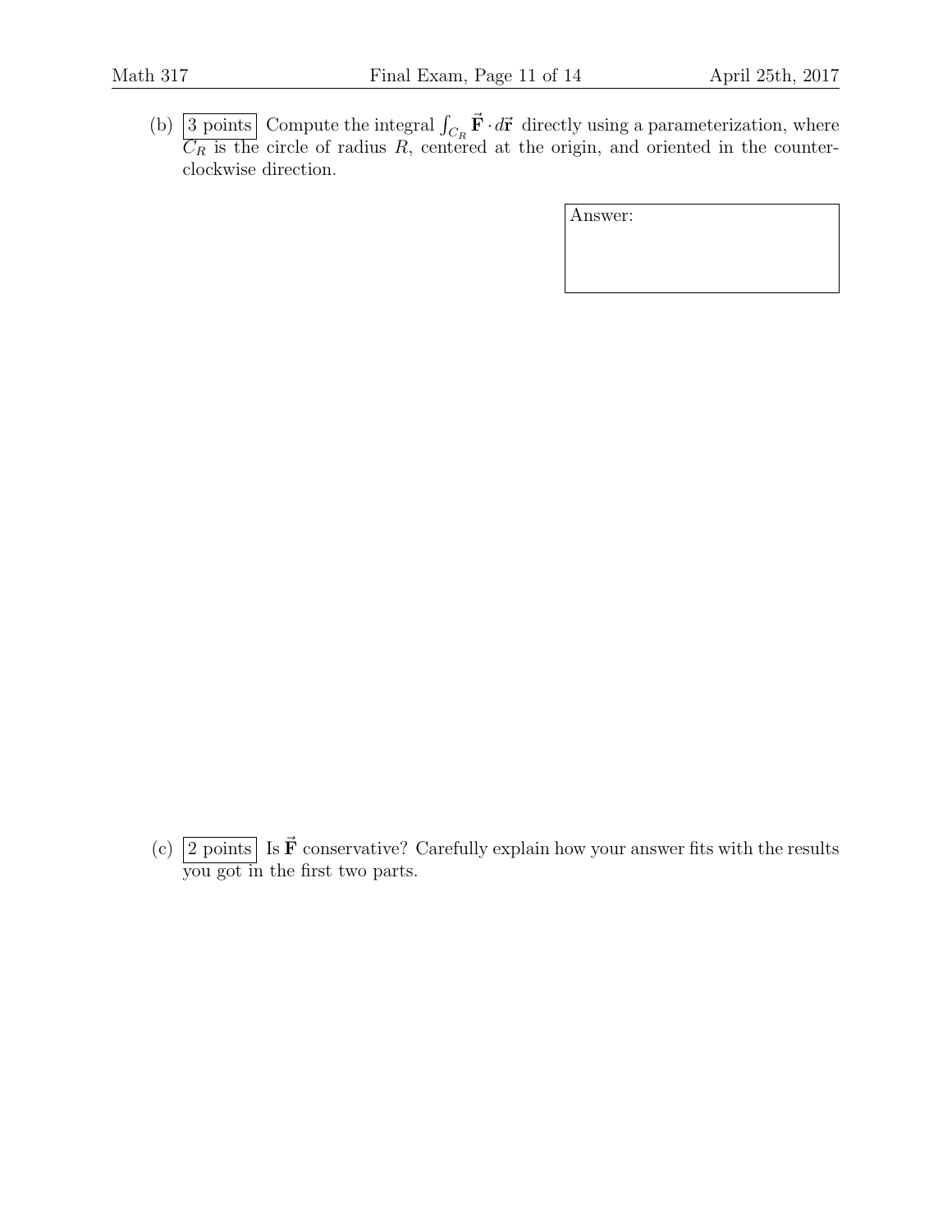(b) 3 points Compute the integral $\int_{C_R} \vec{\mathbf{F}} \cdot d\vec{\mathbf{r}}$ directly using a parameterization, where $C_R$ is the circle of radius $R$, centered at the origin, and oriented in the counter-clockwise direction.

Answer:

(c) 2 points Is $\vec{\mathbf{F}}$ conservative? Carefully explain how your answer fits with the results you got in the first two parts.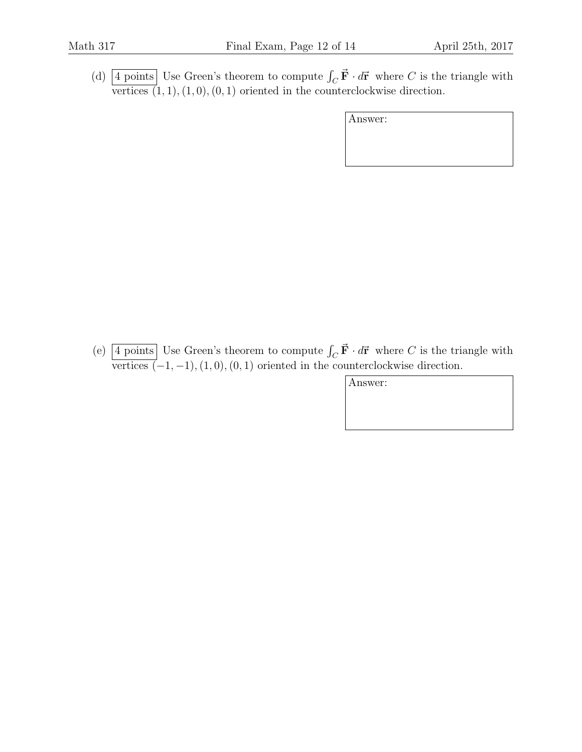(d) 4 points Use Green's theorem to compute $\int_C \vec{\mathbf{F}} \cdot d\vec{\mathbf{r}}$ where $C$ is the triangle with vertices $(1,1), (1,0), (0,1)$ oriented in the counterclockwise direction.

| Answer: |
|---|
| |

(e) 4 points Use Green's theorem to compute $\int_C \vec{\mathbf{F}} \cdot d\vec{\mathbf{r}}$ where $C$ is the triangle with vertices $(-1,-1), (1,0), (0,1)$ oriented in the counterclockwise direction.

| Answer: |
|---|
| |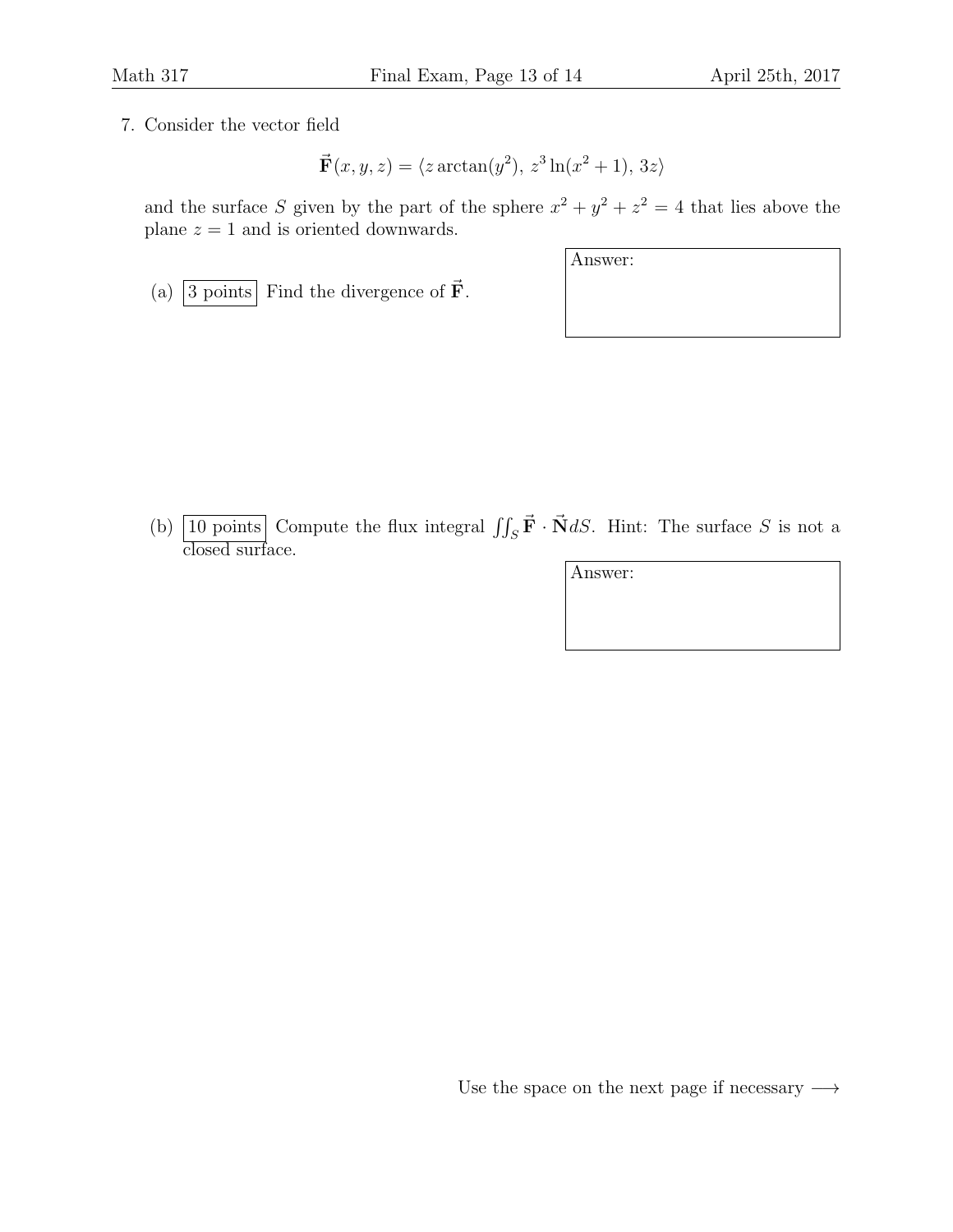7. Consider the vector field

$$\vec{\mathbf{F}}(x, y, z) = \langle z \arctan(y^2),\ z^3 \ln(x^2 + 1),\ 3z \rangle$$

and the surface $S$ given by the part of the sphere $x^2 + y^2 + z^2 = 4$ that lies above the plane $z = 1$ and is oriented downwards.

(a) 3 points Find the divergence of $\vec{\mathbf{F}}$.

Answer:

(b) 10 points Compute the flux integral $\iint_S \vec{\mathbf{F}} \cdot \vec{\mathbf{N}} dS$. Hint: The surface $S$ is not a closed surface.

Answer:

Use the space on the next page if necessary $\longrightarrow$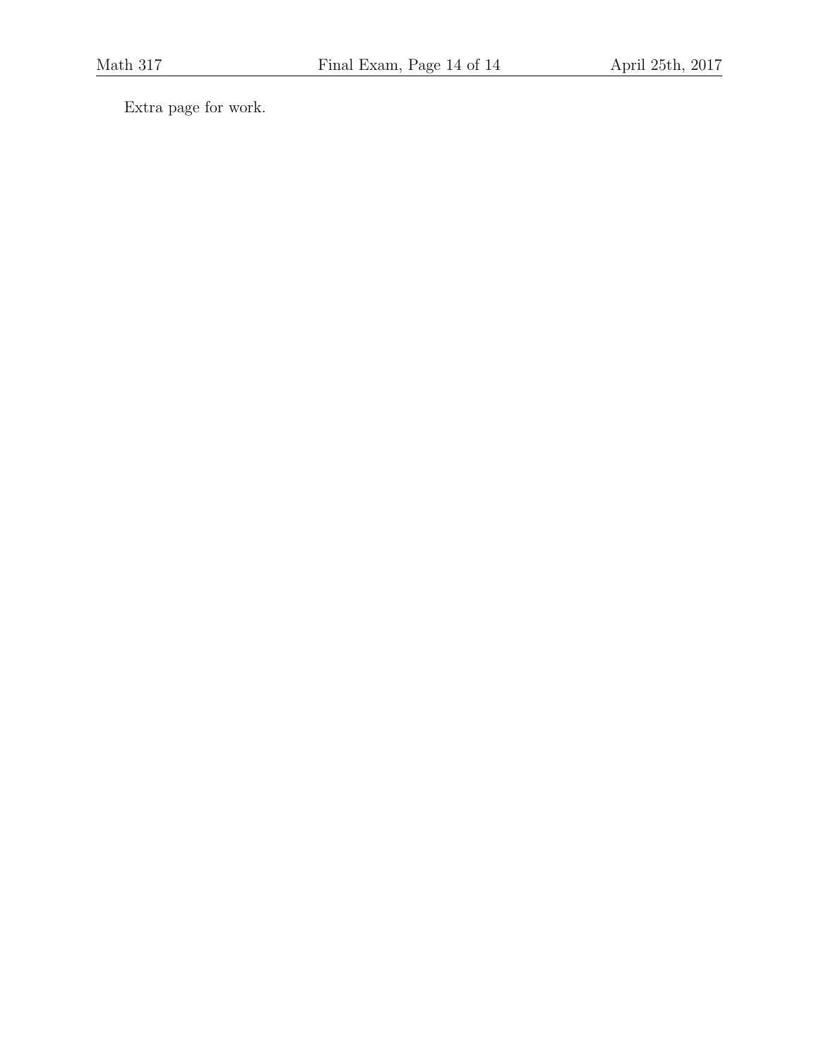Extra page for work.